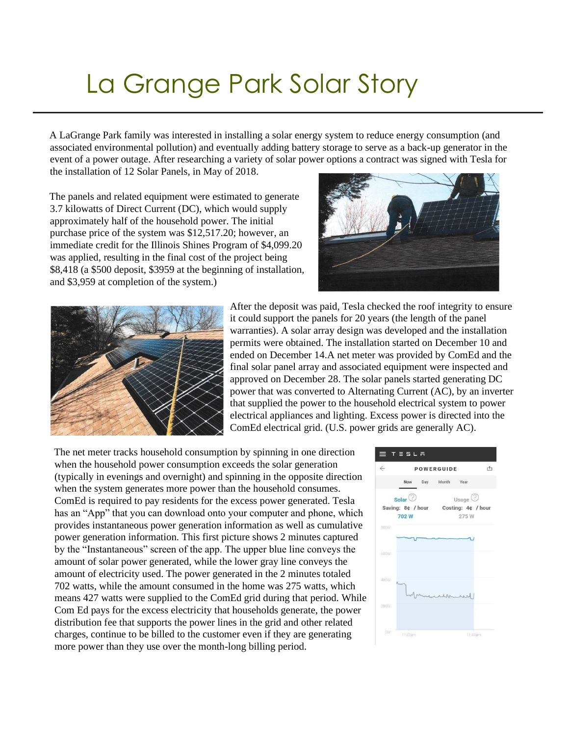# La Grange Park Solar Story

A LaGrange Park family was interested in installing a solar energy system to reduce energy consumption (and associated environmental pollution) and eventually adding battery storage to serve as a back-up generator in the event of a power outage. After researching a variety of solar power options a contract was signed with Tesla for the installation of 12 Solar Panels, in May of 2018.

The panels and related equipment were estimated to generate 3.7 kilowatts of Direct Current (DC), which would supply approximately half of the household power. The initial purchase price of the system was $12,517.20; however, an immediate credit for the Illinois Shines Program of $4,099.20 was applied, resulting in the final cost of the project being $8,418 (a $500 deposit, $3959 at the beginning of installation, and $3,959 at completion of the system.)

After the deposit was paid, Tesla checked the roof integrity to ensure it could support the panels for 20 years (the length of the panel warranties). A solar array design was developed and the installation permits were obtained. The installation started on December 10 and ended on December 14.A net meter was provided by ComEd and the final solar panel array and associated equipment were inspected and approved on December 28. The solar panels started generating DC power that was converted to Alternating Current (AC), by an inverter that supplied the power to the household electrical system to power electrical appliances and lighting. Excess power is directed into the ComEd electrical grid. (U.S. power grids are generally AC).

The net meter tracks household consumption by spinning in one direction when the household power consumption exceeds the solar generation (typically in evenings and overnight) and spinning in the opposite direction when the system generates more power than the household consumes. ComEd is required to pay residents for the excess power generated. Tesla has an "App" that you can download onto your computer and phone, which provides instantaneous power generation information as well as cumulative power generation information. This first picture shows 2 minutes captured by the "Instantaneous" screen of the app. The upper blue line conveys the amount of solar power generated, while the lower gray line conveys the amount of electricity used. The power generated in the 2 minutes totaled 702 watts, while the amount consumed in the home was 275 watts, which means 427 watts were supplied to the ComEd grid during that period. While Com Ed pays for the excess electricity that households generate, the power distribution fee that supports the power lines in the grid and other related charges, continue to be billed to the customer even if they are generating more power than they use over the month-long billing period.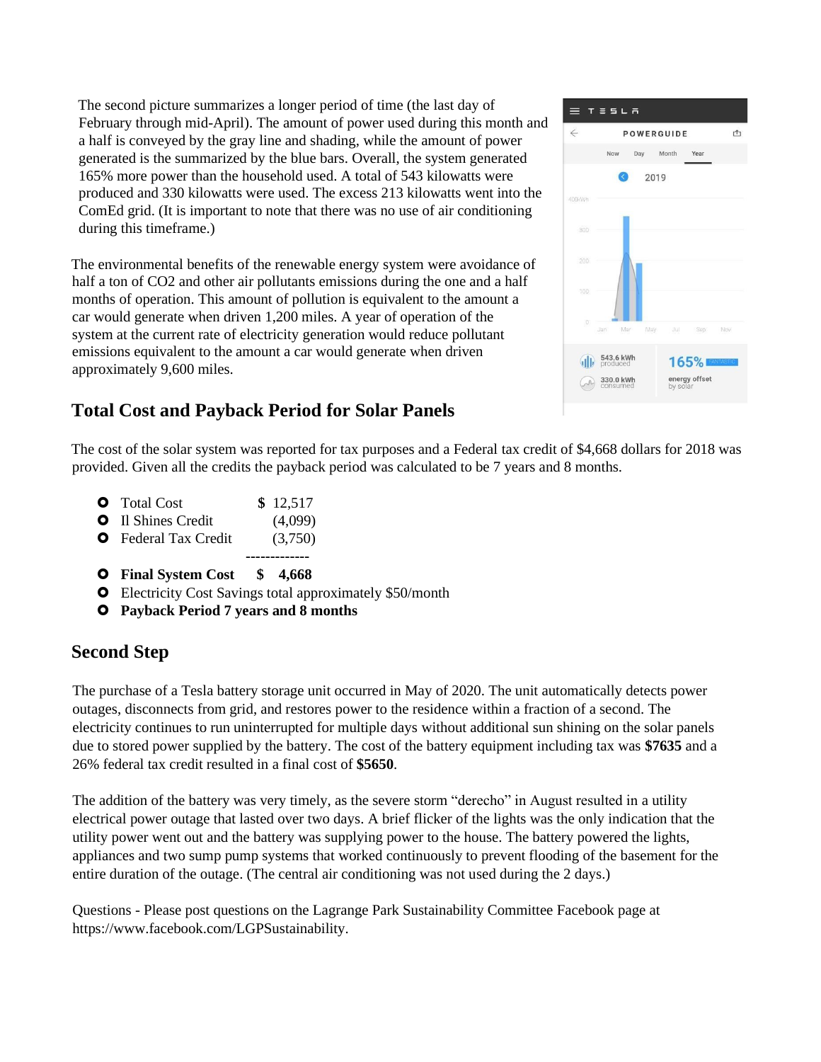The second picture summarizes a longer period of time (the last day of February through mid-April). The amount of power used during this month and a half is conveyed by the gray line and shading, while the amount of power generated is the summarized by the blue bars. Overall, the system generated 165% more power than the household used. A total of 543 kilowatts were produced and 330 kilowatts were used. The excess 213 kilowatts went into the ComEd grid. (It is important to note that there was no use of air conditioning during this timeframe.)

TESLA
POWERGUIDE
Now Day Month Year
2019
400kWh
300
200
100
0
Jan Mar May Jul Sep Nov
543.6 kWh produced
330.0 kWh consumed
165% FANTASTIC
energy offset by solar

The environmental benefits of the renewable energy system were avoidance of half a ton of CO2 and other air pollutants emissions during the one and a half months of operation. This amount of pollution is equivalent to the amount a car would generate when driven 1,200 miles. A year of operation of the system at the current rate of electricity generation would reduce pollutant emissions equivalent to the amount a car would generate when driven approximately 9,600 miles.

## Total Cost and Payback Period for Solar Panels

The cost of the solar system was reported for tax purposes and a Federal tax credit of $4,668 dollars for 2018 was provided. Given all the credits the payback period was calculated to be 7 years and 8 months.

- Total Cost $ 12,517
- Il Shines Credit (4,099)
- Federal Tax Credit (3,750)

-------------

- **Final System Cost $ 4,668**
- Electricity Cost Savings total approximately $50/month
- **Payback Period 7 years and 8 months**

## Second Step

The purchase of a Tesla battery storage unit occurred in May of 2020. The unit automatically detects power outages, disconnects from grid, and restores power to the residence within a fraction of a second. The electricity continues to run uninterrupted for multiple days without additional sun shining on the solar panels due to stored power supplied by the battery. The cost of the battery equipment including tax was **$7635** and a 26% federal tax credit resulted in a final cost of **$5650**.

The addition of the battery was very timely, as the severe storm "derecho" in August resulted in a utility electrical power outage that lasted over two days. A brief flicker of the lights was the only indication that the utility power went out and the battery was supplying power to the house. The battery powered the lights, appliances and two sump pump systems that worked continuously to prevent flooding of the basement for the entire duration of the outage. (The central air conditioning was not used during the 2 days.)

Questions - Please post questions on the Lagrange Park Sustainability Committee Facebook page at https://www.facebook.com/LGPSustainability.